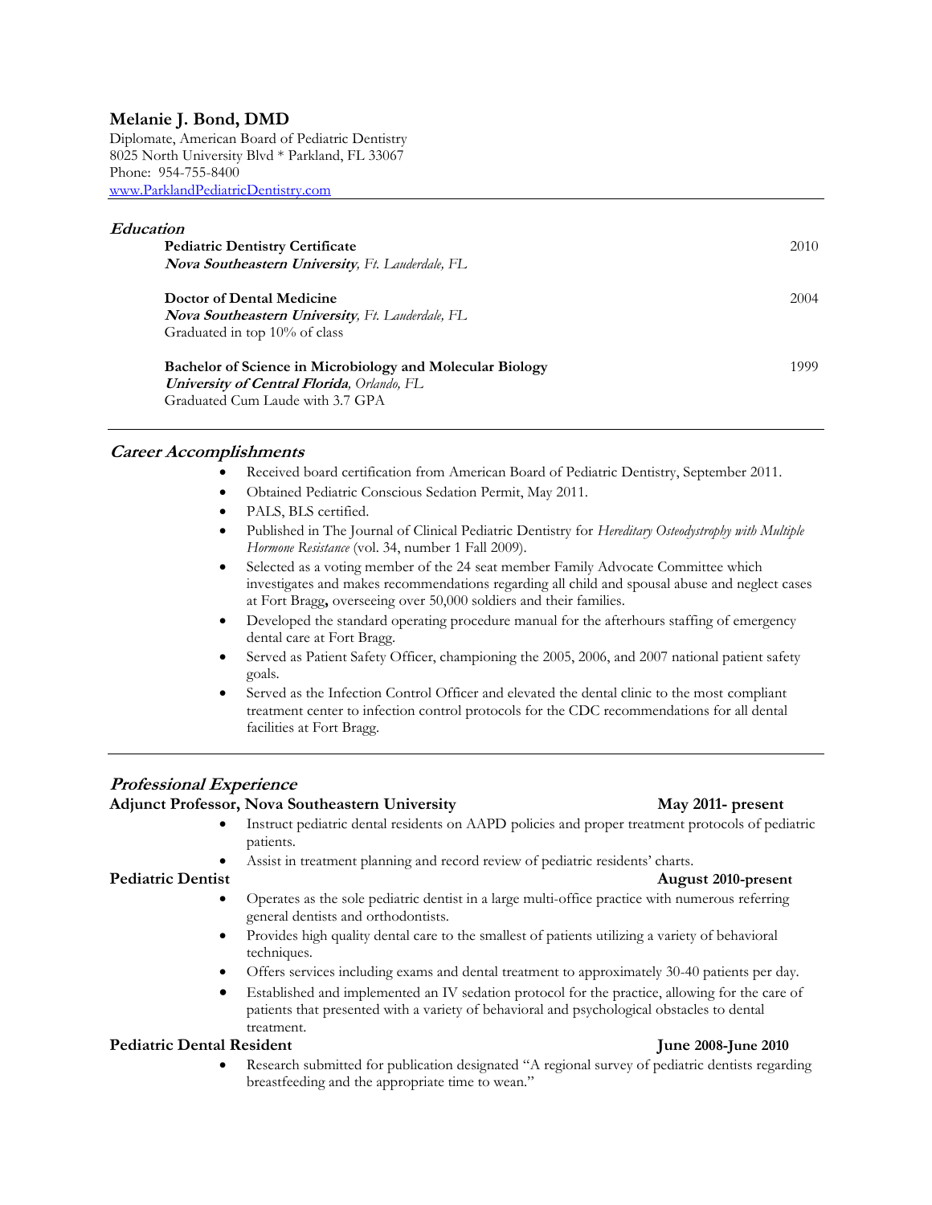# Melanie J. Bond, DMD

Diplomate, American Board of Pediatric Dentistry
8025 North University Blvd * Parkland, FL 33067
Phone: 954-755-8400
[www.ParklandPediatricDentistry.com](http://www.ParklandPediatricDentistry.com)

## *Education*

**Pediatric Dentistry Certificate** — 2010
***Nova Southeastern University***, *Ft. Lauderdale, FL*

**Doctor of Dental Medicine** — 2004
***Nova Southeastern University***, *Ft. Lauderdale, FL*
Graduated in top 10% of class

**Bachelor of Science in Microbiology and Molecular Biology** — 1999
***University of Central Florida***, *Orlando, FL*
Graduated Cum Laude with 3.7 GPA

## *Career Accomplishments*

- Received board certification from American Board of Pediatric Dentistry, September 2011.
- Obtained Pediatric Conscious Sedation Permit, May 2011.
- PALS, BLS certified.
- Published in The Journal of Clinical Pediatric Dentistry for *Hereditary Osteodystrophy with Multiple Hormone Resistance* (vol. 34, number 1 Fall 2009).
- Selected as a voting member of the 24 seat member Family Advocate Committee which investigates and makes recommendations regarding all child and spousal abuse and neglect cases at Fort Bragg**,** overseeing over 50,000 soldiers and their families.
- Developed the standard operating procedure manual for the afterhours staffing of emergency dental care at Fort Bragg.
- Served as Patient Safety Officer, championing the 2005, 2006, and 2007 national patient safety goals.
- Served as the Infection Control Officer and elevated the dental clinic to the most compliant treatment center to infection control protocols for the CDC recommendations for all dental facilities at Fort Bragg.

## *Professional Experience*

**Adjunct Professor, Nova Southeastern University** — **May 2011- present**

- Instruct pediatric dental residents on AAPD policies and proper treatment protocols of pediatric patients.
- Assist in treatment planning and record review of pediatric residents' charts.

**Pediatric Dentist** — **August 2010-present**

- Operates as the sole pediatric dentist in a large multi-office practice with numerous referring general dentists and orthodontists.
- Provides high quality dental care to the smallest of patients utilizing a variety of behavioral techniques.
- Offers services including exams and dental treatment to approximately 30-40 patients per day.
- Established and implemented an IV sedation protocol for the practice, allowing for the care of patients that presented with a variety of behavioral and psychological obstacles to dental treatment.

**Pediatric Dental Resident** — **June 2008-June 2010**

- Research submitted for publication designated "A regional survey of pediatric dentists regarding breastfeeding and the appropriate time to wean."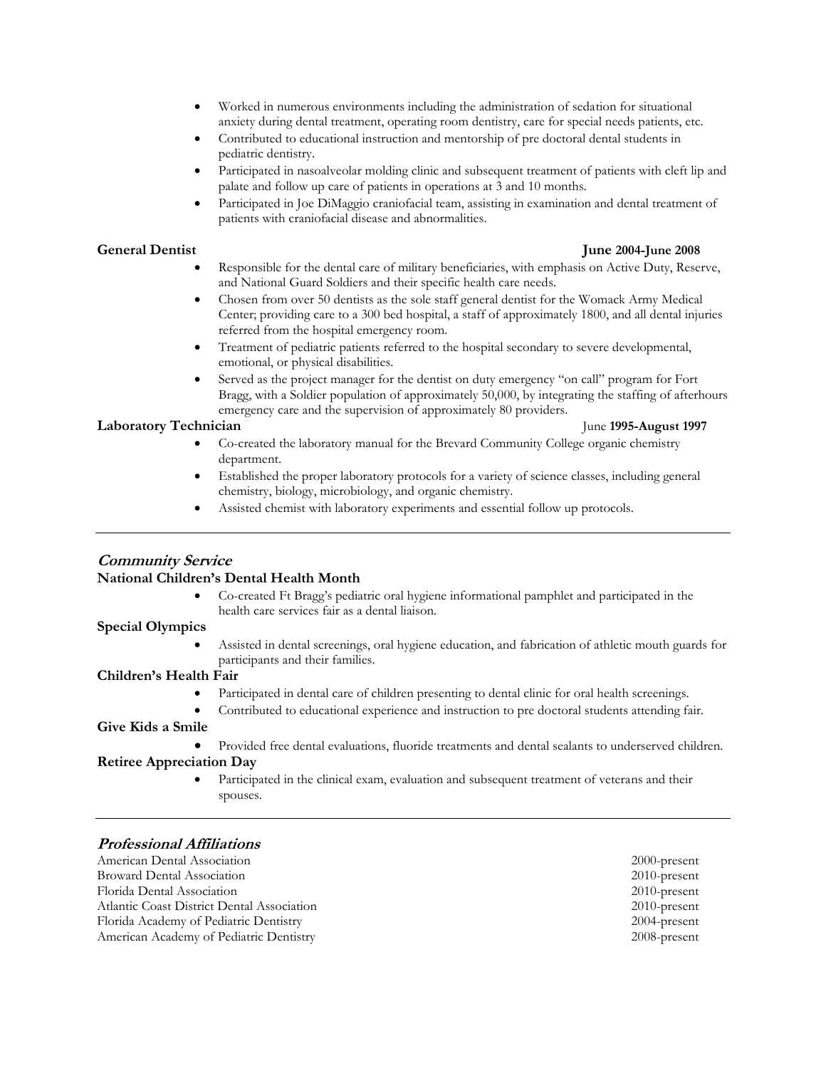- Worked in numerous environments including the administration of sedation for situational anxiety during dental treatment, operating room dentistry, care for special needs patients, etc.
- Contributed to educational instruction and mentorship of pre doctoral dental students in pediatric dentistry.
- Participated in nasoalveolar molding clinic and subsequent treatment of patients with cleft lip and palate and follow up care of patients in operations at 3 and 10 months.
- Participated in Joe DiMaggio craniofacial team, assisting in examination and dental treatment of patients with craniofacial disease and abnormalities.

**General Dentist** **June 2004-June 2008**

- Responsible for the dental care of military beneficiaries, with emphasis on Active Duty, Reserve, and National Guard Soldiers and their specific health care needs.
- Chosen from over 50 dentists as the sole staff general dentist for the Womack Army Medical Center; providing care to a 300 bed hospital, a staff of approximately 1800, and all dental injuries referred from the hospital emergency room.
- Treatment of pediatric patients referred to the hospital secondary to severe developmental, emotional, or physical disabilities.
- Served as the project manager for the dentist on duty emergency "on call" program for Fort Bragg, with a Soldier population of approximately 50,000, by integrating the staffing of afterhours emergency care and the supervision of approximately 80 providers.

**Laboratory Technician** June **1995-August 1997**

- Co-created the laboratory manual for the Brevard Community College organic chemistry department.
- Established the proper laboratory protocols for a variety of science classes, including general chemistry, biology, microbiology, and organic chemistry.
- Assisted chemist with laboratory experiments and essential follow up protocols.

---

## ***Community Service***

**National Children's Dental Health Month**

- Co-created Ft Bragg's pediatric oral hygiene informational pamphlet and participated in the health care services fair as a dental liaison.

**Special Olympics**

- Assisted in dental screenings, oral hygiene education, and fabrication of athletic mouth guards for participants and their families.

**Children's Health Fair**

- Participated in dental care of children presenting to dental clinic for oral health screenings.
- Contributed to educational experience and instruction to pre doctoral students attending fair.

**Give Kids a Smile**

- Provided free dental evaluations, fluoride treatments and dental sealants to underserved children.

**Retiree Appreciation Day**

- Participated in the clinical exam, evaluation and subsequent treatment of veterans and their spouses.

---

## ***Professional Affiliations***

| | |
|---|---|
| American Dental Association | 2000-present |
| Broward Dental Association | 2010-present |
| Florida Dental Association | 2010-present |
| Atlantic Coast District Dental Association | 2010-present |
| Florida Academy of Pediatric Dentistry | 2004-present |
| American Academy of Pediatric Dentistry | 2008-present |